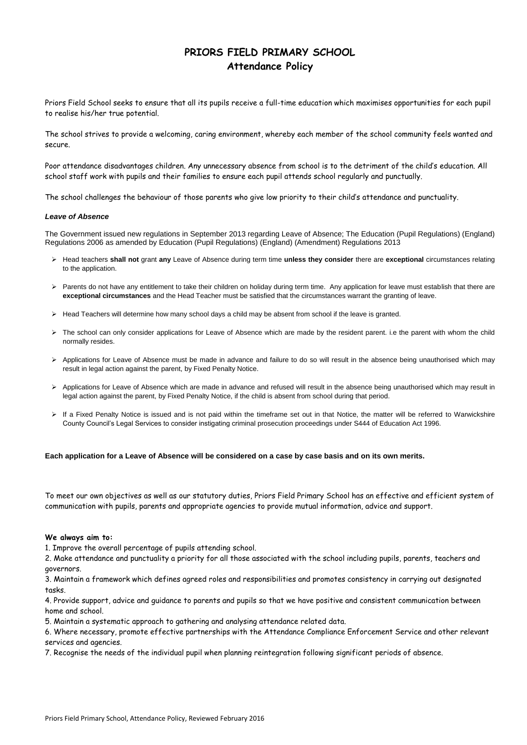# PRIORS FIELD PRIMARY SCHOOL
## Attendance Policy

Priors Field School seeks to ensure that all its pupils receive a full-time education which maximises opportunities for each pupil to realise his/her true potential.

The school strives to provide a welcoming, caring environment, whereby each member of the school community feels wanted and secure.

Poor attendance disadvantages children. Any unnecessary absence from school is to the detriment of the child's education. All school staff work with pupils and their families to ensure each pupil attends school regularly and punctually.

The school challenges the behaviour of those parents who give low priority to their child's attendance and punctuality.

***Leave of Absence***

The Government issued new regulations in September 2013 regarding Leave of Absence; The Education (Pupil Regulations) (England) Regulations 2006 as amended by Education (Pupil Regulations) (England) (Amendment) Regulations 2013

- Head teachers **shall not** grant **any** Leave of Absence during term time **unless they consider** there are **exceptional** circumstances relating to the application.
- Parents do not have any entitlement to take their children on holiday during term time. Any application for leave must establish that there are **exceptional circumstances** and the Head Teacher must be satisfied that the circumstances warrant the granting of leave.
- Head Teachers will determine how many school days a child may be absent from school if the leave is granted.
- The school can only consider applications for Leave of Absence which are made by the resident parent. i.e the parent with whom the child normally resides.
- Applications for Leave of Absence must be made in advance and failure to do so will result in the absence being unauthorised which may result in legal action against the parent, by Fixed Penalty Notice.
- Applications for Leave of Absence which are made in advance and refused will result in the absence being unauthorised which may result in legal action against the parent, by Fixed Penalty Notice, if the child is absent from school during that period.
- If a Fixed Penalty Notice is issued and is not paid within the timeframe set out in that Notice, the matter will be referred to Warwickshire County Council's Legal Services to consider instigating criminal prosecution proceedings under S444 of Education Act 1996.

**Each application for a Leave of Absence will be considered on a case by case basis and on its own merits.**

To meet our own objectives as well as our statutory duties, Priors Field Primary School has an effective and efficient system of communication with pupils, parents and appropriate agencies to provide mutual information, advice and support.

**We always aim to:**

1. Improve the overall percentage of pupils attending school.
2. Make attendance and punctuality a priority for all those associated with the school including pupils, parents, teachers and governors.
3. Maintain a framework which defines agreed roles and responsibilities and promotes consistency in carrying out designated tasks.
4. Provide support, advice and guidance to parents and pupils so that we have positive and consistent communication between home and school.
5. Maintain a systematic approach to gathering and analysing attendance related data.
6. Where necessary, promote effective partnerships with the Attendance Compliance Enforcement Service and other relevant services and agencies.
7. Recognise the needs of the individual pupil when planning reintegration following significant periods of absence.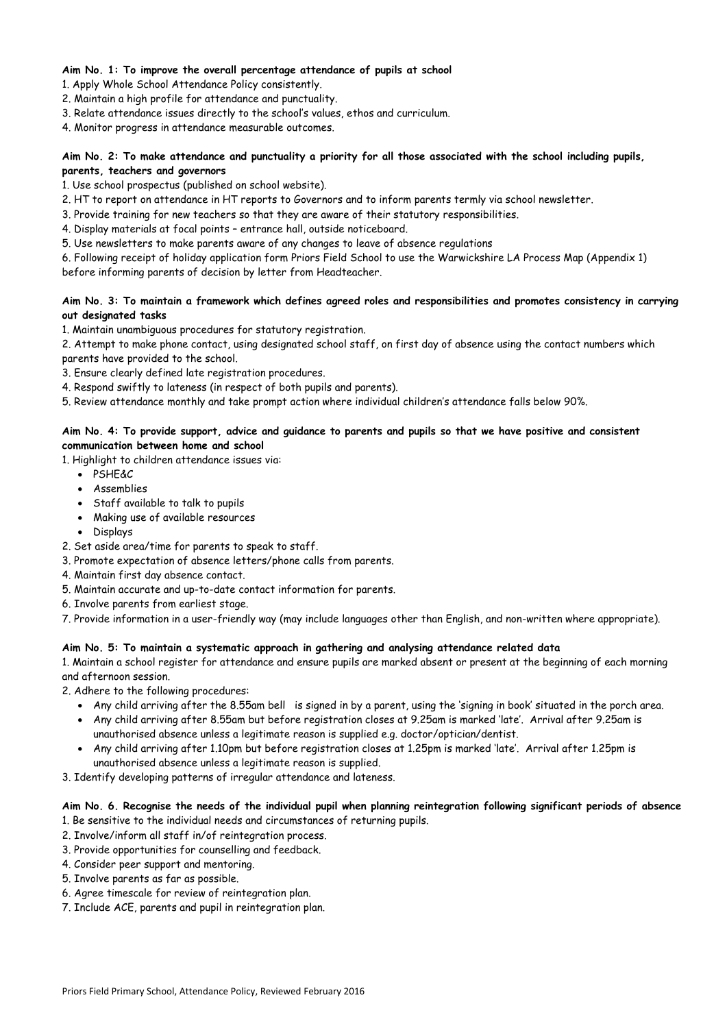**Aim No. 1: To improve the overall percentage attendance of pupils at school**

1. Apply Whole School Attendance Policy consistently.
2. Maintain a high profile for attendance and punctuality.
3. Relate attendance issues directly to the school's values, ethos and curriculum.
4. Monitor progress in attendance measurable outcomes.

**Aim No. 2: To make attendance and punctuality a priority for all those associated with the school including pupils, parents, teachers and governors**

1. Use school prospectus (published on school website).
2. HT to report on attendance in HT reports to Governors and to inform parents termly via school newsletter.
3. Provide training for new teachers so that they are aware of their statutory responsibilities.
4. Display materials at focal points – entrance hall, outside noticeboard.
5. Use newsletters to make parents aware of any changes to leave of absence regulations
6. Following receipt of holiday application form Priors Field School to use the Warwickshire LA Process Map (Appendix 1) before informing parents of decision by letter from Headteacher.

**Aim No. 3: To maintain a framework which defines agreed roles and responsibilities and promotes consistency in carrying out designated tasks**

1. Maintain unambiguous procedures for statutory registration.
2. Attempt to make phone contact, using designated school staff, on first day of absence using the contact numbers which parents have provided to the school.
3. Ensure clearly defined late registration procedures.
4. Respond swiftly to lateness (in respect of both pupils and parents).
5. Review attendance monthly and take prompt action where individual children's attendance falls below 90%.

**Aim No. 4: To provide support, advice and guidance to parents and pupils so that we have positive and consistent communication between home and school**

1. Highlight to children attendance issues via:
   - PSHE&C
   - Assemblies
   - Staff available to talk to pupils
   - Making use of available resources
   - Displays
2. Set aside area/time for parents to speak to staff.
3. Promote expectation of absence letters/phone calls from parents.
4. Maintain first day absence contact.
5. Maintain accurate and up-to-date contact information for parents.
6. Involve parents from earliest stage.
7. Provide information in a user-friendly way (may include languages other than English, and non-written where appropriate).

**Aim No. 5: To maintain a systematic approach in gathering and analysing attendance related data**

1. Maintain a school register for attendance and ensure pupils are marked absent or present at the beginning of each morning and afternoon session.
2. Adhere to the following procedures:
   - Any child arriving after the 8.55am bell is signed in by a parent, using the 'signing in book' situated in the porch area.
   - Any child arriving after 8.55am but before registration closes at 9.25am is marked 'late'. Arrival after 9.25am is unauthorised absence unless a legitimate reason is supplied e.g. doctor/optician/dentist.
   - Any child arriving after 1.10pm but before registration closes at 1.25pm is marked 'late'. Arrival after 1.25pm is unauthorised absence unless a legitimate reason is supplied.
3. Identify developing patterns of irregular attendance and lateness.

**Aim No. 6. Recognise the needs of the individual pupil when planning reintegration following significant periods of absence**

1. Be sensitive to the individual needs and circumstances of returning pupils.
2. Involve/inform all staff in/of reintegration process.
3. Provide opportunities for counselling and feedback.
4. Consider peer support and mentoring.
5. Involve parents as far as possible.
6. Agree timescale for review of reintegration plan.
7. Include ACE, parents and pupil in reintegration plan.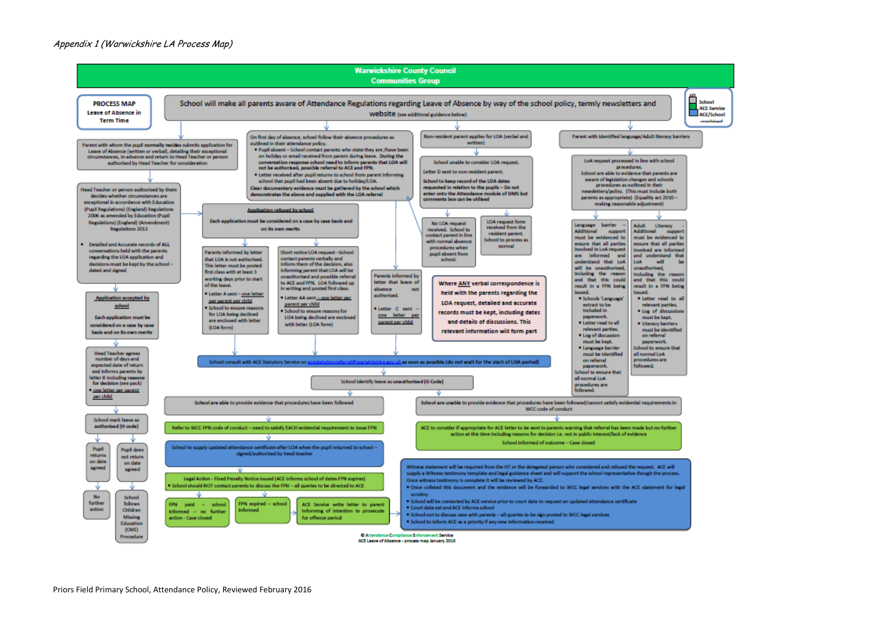*Appendix 1 (Warwickshire LA Process Map)*

# Warwickshire County Council
## Communities Group

**PROCESS MAP**
**Leave of Absence in Term Time**

**KEY:** School / ACE Service / ACE/School combined

School will make all parents aware of Attendance Regulations regarding Leave of Absence by way of the school policy, termly newsletters and website (see additional guidance below)

---

Parent with whom the pupil normally resides submits application for Leave of Absence (written or verbal), detailing their exceptional circumstances, in advance and return to Head Teacher or person authorised by Head Teacher for consideration

Head Teacher or person authorised by them decides whether circumstances are exceptional in accordance with Education (Pupil Registration) (England) Regulations 2006 as amended by Education (Pupil Registration) (England) (Amendment) Regulations 2013

- Detailed and Accurate records of ALL conversations held with the parents regarding the LOA application and decisions must be kept by the school – dated and signed

**Application accepted by school**

Each application must be considered on a case by case basis and on its own merits

Head Teacher agrees number of days and expected date of return and informs parents by letter B including reasons for decision (see pack)
- one letter per parent per child

School mark leave as authorised (H code)

- Pupil returns on date agreed → No further action
- Pupil does not return on date agreed → School follows Children Missing Education (CME) Procedure

---

On first day of absence, school follow their absence procedures as outlined in their attendance policy.
- Pupil absent – School contact parents who state they are /have been on holiday or email received from parent during leave. During the conversation response school need to inform parents that LOA will not be authorised, possible referral to ACE and FPN.
- Letter received after pupil returns to school from parent informing school that pupil had been absent due to holiday/LOA.

Clear documentary evidence must be gathered by the school which demonstrates the above and supplied with the LOA referral

**Application refused by school**

Each application must be considered on a case by case basis and on its own merits

Parents informed by letter that LOA is not authorised. This letter must be posted first class with at least 3 working days prior to start of the leave.
- Letter A sent – one letter per parent per child
- School to ensure reasons for LOA being declined are enclosed with letter (LOA form)

Short notice LOA request –School contact parents verbally and inform them of the decision, also informing parent that LOA will be unauthorised and possible referral to ACE and FPN. LOA followed up in writing and posted first class.
- Letter AA sent – one letter per parent per child
- School to ensure reasons for LOA being declined are enclosed with letter (LOA form)

Parents informed by letter that leave of absence not authorised.
- Letter C sent – one letter per parent per child

---

Non-resident parent applies for LOA (verbal and written)

School unable to consider LOA request.
Letter D sent to non-resident parent.
School to keep record of the LOA dates requested in relation to the pupils – Do not enter onto the Attendance module of SIMS but comments box can be utilised

No LOA request received. School to contact parent in line with normal absence procedures when pupil absent from school.

LOA request form received from the resident parent. School to process as normal

Where ANY verbal correspondence is held with the parents regarding the LOA request, detailed and accurate records must be kept, including dates and details of discussions. This relevant information will form part

---

Parent with identified language/Adult literacy barriers

LOA request processed in line with school procedures.
School are able to evidence that parents are aware of legislation changes and schools procedures as outlined in their newsletters/policy. (This must include both parents as appropriate) (Equality act 2010 – making reasonable adjustment)

Language barrier – Additional support must be evidenced to ensure that all parties involved in LoA request are informed and understand that LOA will be unauthorised, including the reason and that this could result in a FPN being issued.
- Schools 'Language' extract to be included in paperwork.
- Letter read to all relevant parties.
- Log of discussion must be kept.
- Language barrier must be identified on referral paperwork.

School to ensure that all normal LoA procedures are followed.

Adult Literacy – Additional support must be evidenced to ensure that all parties involved are informed and understand that LOA will be unauthorised, including the reason and that this could result in a FPN being issued.
- Letter read to all relevant parties.
- Log of discussions must be kept.
- Literacy barriers must be identified on referral paperwork.

School to ensure that all normal LoA procedures are followed.

---

School consult with ACE Statutory Service on acestatutoryreferral@warwickshire.gov.uk as soon as possible (do not wait for the start of LOA period)

School identify leave as unauthorised (G Code)

**School are able to provide evidence that procedures have been followed**

Refer to WCC FPN code of conduct – need to satisfy EACH evidential requirement to issue FPN

School to supply updated attendance certificate after LOA when the pupil returned to school – signed/authorised by head teacher

Legal Action - Fixed Penalty Notice issued (ACE informs school of dates FPN expires)
- School should NOT contact parents to discuss the FPN – all queries to be directed to ACE

- FPN paid – school informed – no further action - Case closed
- FPN expired – school informed
- ACE Service write letter to parent informing of intention to prosecute for offence period

**School are unable to provide evidence that procedures have been followed/cannot satisfy evidential requirements in WCC code of conduct**

ACE to consider if appropriate for ACE letter to be sent to parents warning that referral has been made but no further action at this time including reasons for decision i.e. not in public interest/lack of evidence
School informed of outcome – Case closed

Witness statement will be required from the HT or the delegated person who considered and refused the request. ACE will supply a Witness testimony template and legal guidance sheet and will support the school representative though the process. Once witness testimony is complete it will be reviewed by ACE.
- Once collated this document and the evidence will be forwarded to WCC legal services with the ACE statement for legal scrutiny
- School will be contacted by ACE service prior to court date to request an updated attendance certificate
- Court date set and ACE informs school
- School not to discuss case with parents – all queries to be sign posted to WCC legal services
- School to inform ACE as a priority if any new information received

© Attendance Compliance Enforcement Service
ACE Leave of Absence – process map January 2016

Priors Field Primary School, Attendance Policy, Reviewed February 2016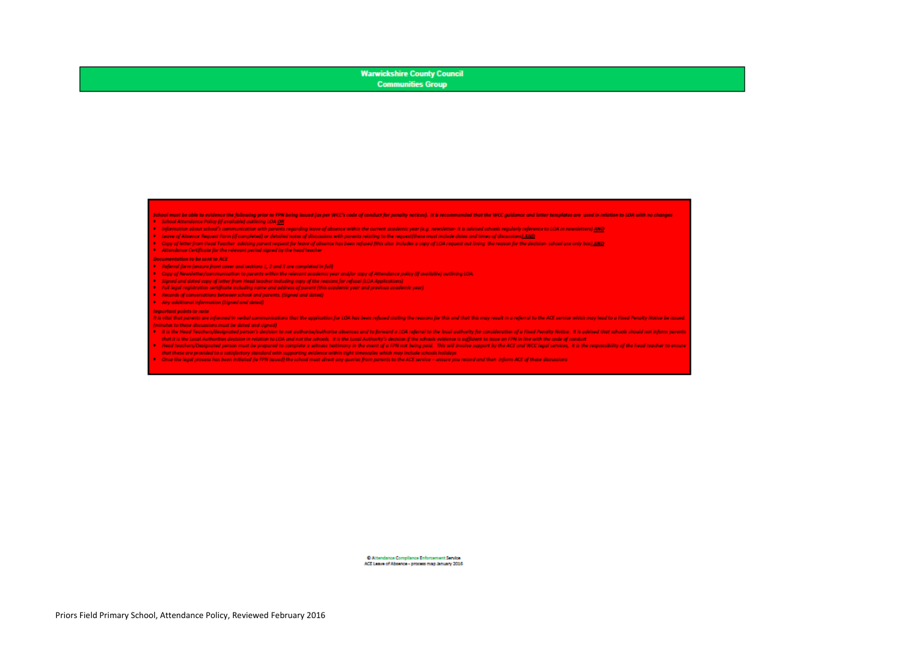**Warwickshire County Council**
**Communities Group**

*School must be able to evidence the following prior to FPN being issued (as per WCC's code of conduct for penalty notices). It is recommended that the WCC guidance and letter templates are used in relation to LOA with no changes*

- *School Attendance Policy (if available) outlining LOA OR*
- *Information about school's communication with parents regarding leave of absence within the current academic year (e.g. newsletter- it is advised schools regularly reference to LOA in newsletters) AND*
- *Leave of Absence Request Form (if completed) or detailed notes of discussions with parents relating to the request(these must include dates and times of discussions) AND*
- *Copy of letter from Head Teacher advising parent request for leave of absence has been refused (this also includes a copy of LOA request out lining the reason for the decision- school use only box) AND*
- *Attendance Certificate for the relevant period signed by the head teacher*

*Documentation to be sent to ACE*

- *Referral form (ensure front cover and sections 1, 2 and 3 are completed in full)*
- *Copy of Newsletter/communication to parents within the relevant academic year and/or copy of Attendance policy (if available) outlining LOA*
- *Signed and dated copy of letter from Head teacher including copy of the reasons for refusal (LOA Applications)*
- *Full legal registration certificate including name and address of parent (this academic year and previous academic year)*
- *Records of conversations between school and parents (Signed and dated)*
- *Any additional information (Signed and dated)*

*Important points to note*

*It is vital that parents are informed in verbal communications that the application for LOA has been refused stating the reasons for this and that this may result in a referral to the ACE service which may lead to a Fixed Penalty Notice be issued. (minutes to these discussions must be dated and signed)*

- *It is the Head Teachers/designated person's decision to not authorise/authorise absences and to forward a LOA referral to the local authority for consideration of a Fixed Penalty Notice. It is advised that schools should not inform parents that it is the Local Authorities decision in relation to LOA and not the schools. It is the Local Authority's decision if the schools evidence is sufficient to issue an FPN in line with the code of conduct*
- *Head teachers/Designated person must be prepared to complete a witness testimony in the event of a FPN not being paid. This will involve support by the ACE and WCC legal services. It is the responsibility of the head teacher to ensure that these are provided to a satisfactory standard with supporting evidence within tight timescales which may include schools holidays*
- *Once the legal process has been initiated (ie FPN issued) the school must direct any queries from parents to the ACE service – ensure you record and then inform ACE of these discussions*

© Attendance Compliance Enforcement Service
ACE Leave of Absence - process map January 2016